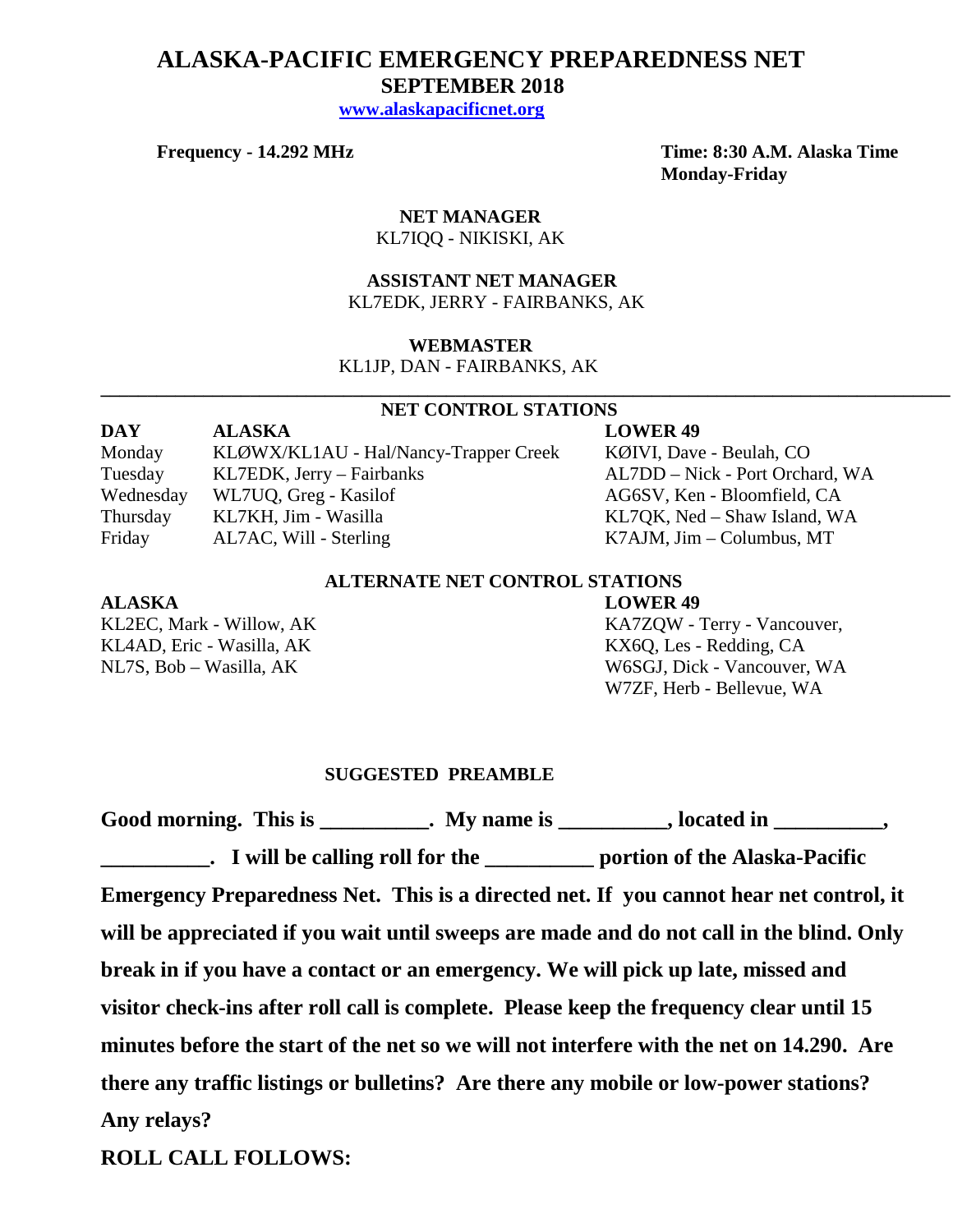# ALASKA-PACIFIC EMERGENCY PREPAREDNESS NET

## SEPTEMBER 2018

**www.alaskapacificnet.org**

**Frequency - 14.292 MHz**

**Time: 8:30 A.M. Alaska Time**
**Monday-Friday**

**NET MANAGER**
KL7IQQ - NIKISKI, AK

**ASSISTANT NET MANAGER**
KL7EDK, JERRY - FAIRBANKS, AK

**WEBMASTER**
KL1JP, DAN - FAIRBANKS, AK

---

**NET CONTROL STATIONS**

| DAY | ALASKA | LOWER 49 |
|---|---|---|
| Monday | KLØWX/KL1AU - Hal/Nancy-Trapper Creek | KØIVI, Dave - Beulah, CO |
| Tuesday | KL7EDK, Jerry – Fairbanks | AL7DD – Nick - Port Orchard, WA |
| Wednesday | WL7UQ, Greg - Kasilof | AG6SV, Ken - Bloomfield, CA |
| Thursday | KL7KH, Jim - Wasilla | KL7QK, Ned – Shaw Island, WA |
| Friday | AL7AC, Will - Sterling | K7AJM, Jim – Columbus, MT |

**ALTERNATE NET CONTROL STATIONS**

| ALASKA | LOWER 49 |
|---|---|
| KL2EC, Mark - Willow, AK | KA7ZQW - Terry - Vancouver, |
| KL4AD, Eric - Wasilla, AK | KX6Q, Les - Redding, CA |
| NL7S, Bob – Wasilla, AK | W6SGJ, Dick - Vancouver, WA |
| | W7ZF, Herb - Bellevue, WA |

**SUGGESTED PREAMBLE**

**Good morning. This is __________. My name is __________, located in __________, __________. I will be calling roll for the __________ portion of the Alaska-Pacific Emergency Preparedness Net. This is a directed net. If you cannot hear net control, it will be appreciated if you wait until sweeps are made and do not call in the blind. Only break in if you have a contact or an emergency. We will pick up late, missed and visitor check-ins after roll call is complete. Please keep the frequency clear until 15 minutes before the start of the net so we will not interfere with the net on 14.290. Are there any traffic listings or bulletins? Are there any mobile or low-power stations? Any relays?**

**ROLL CALL FOLLOWS:**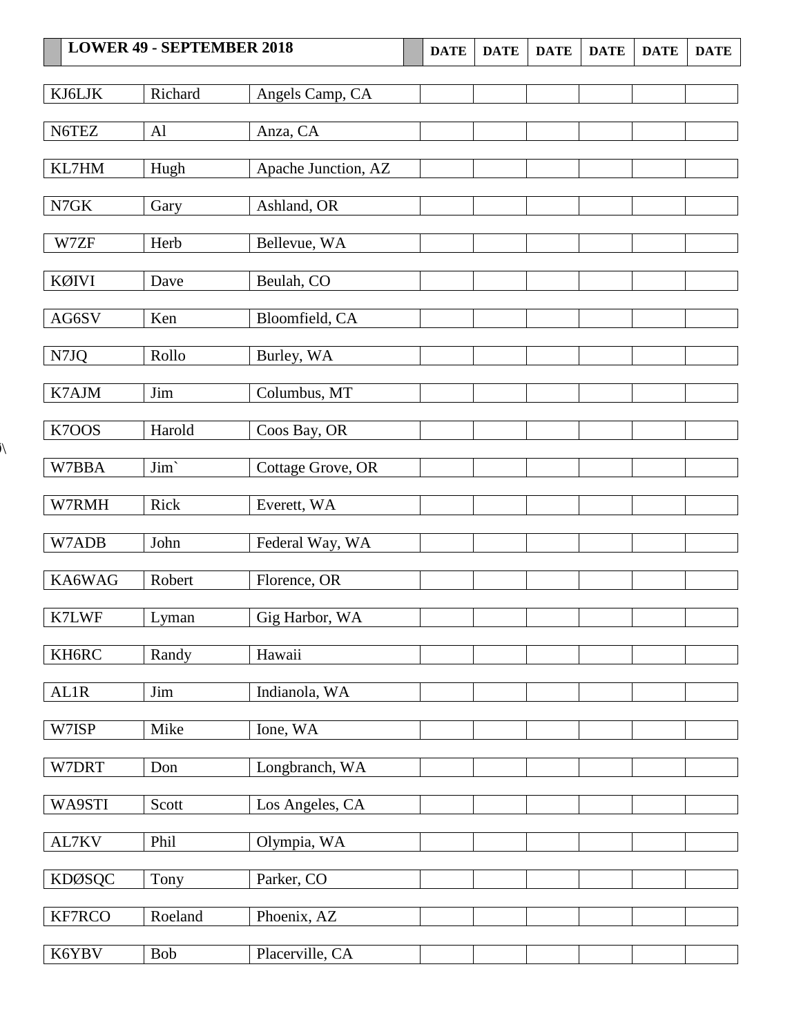| LOWER 49 - SEPTEMBER 2018 | | | DATE | DATE | DATE | DATE | DATE | DATE |
|---|---|---|---|---|---|---|---|---|
| KJ6LJK | Richard | Angels Camp, CA | | | | | | |
| N6TEZ | Al | Anza, CA | | | | | | |
| KL7HM | Hugh | Apache Junction, AZ | | | | | | |
| N7GK | Gary | Ashland, OR | | | | | | |
| W7ZF | Herb | Bellevue, WA | | | | | | |
| KØIVI | Dave | Beulah, CO | | | | | | |
| AG6SV | Ken | Bloomfield, CA | | | | | | |
| N7JQ | Rollo | Burley, WA | | | | | | |
| K7AJM | Jim | Columbus, MT | | | | | | |
| K7OOS | Harold | Coos Bay, OR | | | | | | |
| W7BBA | Jim` | Cottage Grove, OR | | | | | | |
| W7RMH | Rick | Everett, WA | | | | | | |
| W7ADB | John | Federal Way, WA | | | | | | |
| KA6WAG | Robert | Florence, OR | | | | | | |
| K7LWF | Lyman | Gig Harbor, WA | | | | | | |
| KH6RC | Randy | Hawaii | | | | | | |
| AL1R | Jim | Indianola, WA | | | | | | |
| W7ISP | Mike | Ione, WA | | | | | | |
| W7DRT | Don | Longbranch, WA | | | | | | |
| WA9STI | Scott | Los Angeles, CA | | | | | | |
| AL7KV | Phil | Olympia, WA | | | | | | |
| KDØSQC | Tony | Parker, CO | | | | | | |
| KF7RCO | Roeland | Phoenix, AZ | | | | | | |
| K6YBV | Bob | Placerville, CA | | | | | | |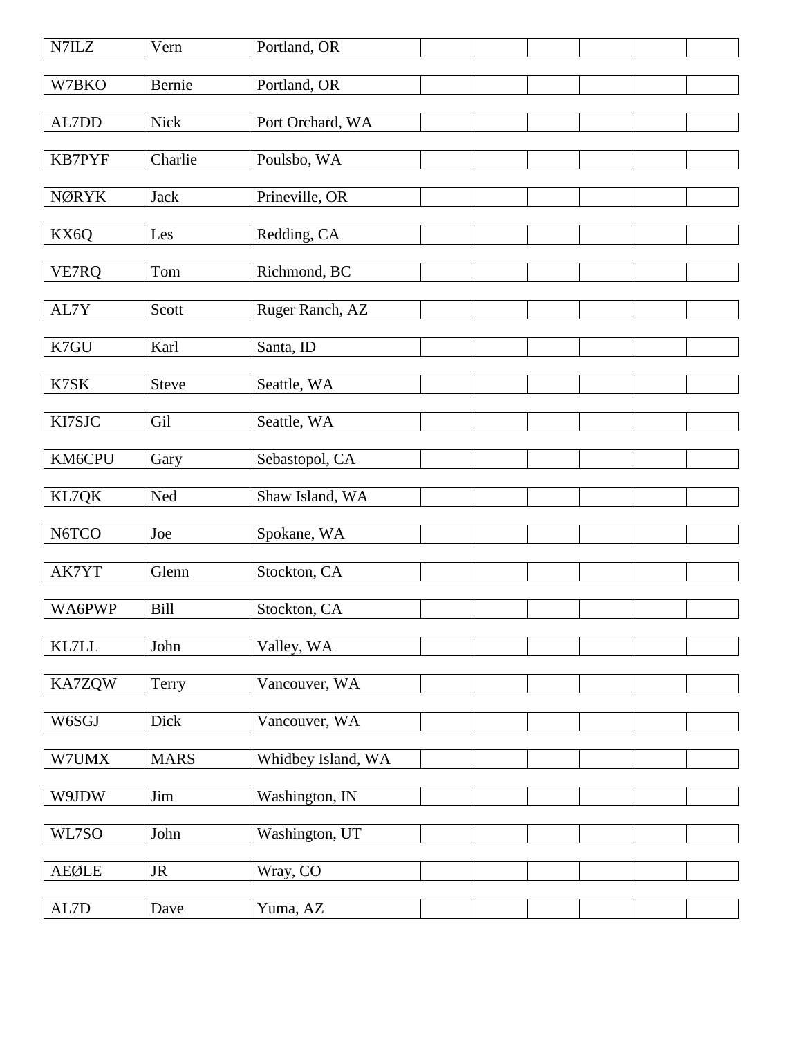| | | | | | | | | |
|---|---|---|---|---|---|---|---|---|
| N7ILZ | Vern | Portland, OR | | | | | | |
| W7BKO | Bernie | Portland, OR | | | | | | |
| AL7DD | Nick | Port Orchard, WA | | | | | | |
| KB7PYF | Charlie | Poulsbo, WA | | | | | | |
| NØRYK | Jack | Prineville, OR | | | | | | |
| KX6Q | Les | Redding, CA | | | | | | |
| VE7RQ | Tom | Richmond, BC | | | | | | |
| AL7Y | Scott | Ruger Ranch, AZ | | | | | | |
| K7GU | Karl | Santa, ID | | | | | | |
| K7SK | Steve | Seattle, WA | | | | | | |
| KI7SJC | Gil | Seattle, WA | | | | | | |
| KM6CPU | Gary | Sebastopol, CA | | | | | | |
| KL7QK | Ned | Shaw Island, WA | | | | | | |
| N6TCO | Joe | Spokane, WA | | | | | | |
| AK7YT | Glenn | Stockton, CA | | | | | | |
| WA6PWP | Bill | Stockton, CA | | | | | | |
| KL7LL | John | Valley, WA | | | | | | |
| KA7ZQW | Terry | Vancouver, WA | | | | | | |
| W6SGJ | Dick | Vancouver, WA | | | | | | |
| W7UMX | MARS | Whidbey Island, WA | | | | | | |
| W9JDW | Jim | Washington, IN | | | | | | |
| WL7SO | John | Washington, UT | | | | | | |
| AEØLE | JR | Wray, CO | | | | | | |
| AL7D | Dave | Yuma, AZ | | | | | | |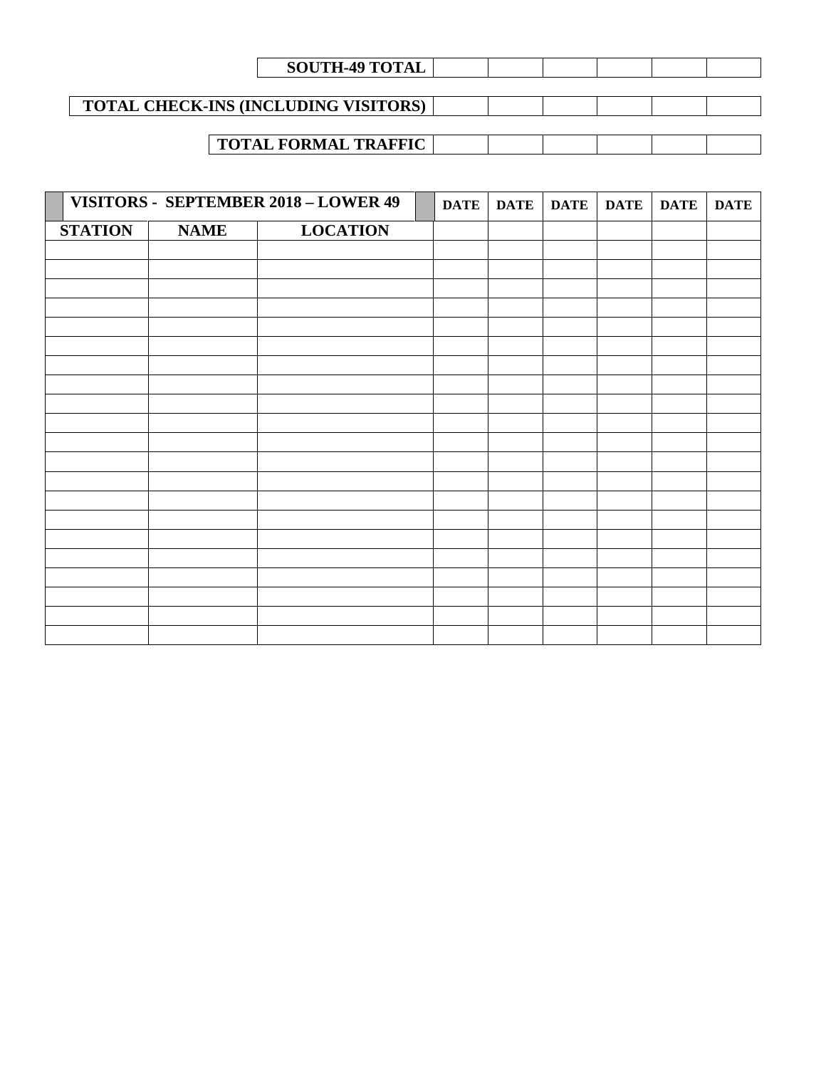| SOUTH-49 TOTAL | | | | | | |
|---|---|---|---|---|---|---|

| TOTAL CHECK-INS (INCLUDING VISITORS) | | | | | | |
|---|---|---|---|---|---|---|

| TOTAL FORMAL TRAFFIC | | | | | | |
|---|---|---|---|---|---|---|

| VISITORS - SEPTEMBER 2018 – LOWER 49 | | | DATE | DATE | DATE | DATE | DATE | DATE |
|---|---|---|---|---|---|---|---|---|
| STATION | NAME | LOCATION | | | | | | |
| | | | | | | | | |
| | | | | | | | | |
| | | | | | | | | |
| | | | | | | | | |
| | | | | | | | | |
| | | | | | | | | |
| | | | | | | | | |
| | | | | | | | | |
| | | | | | | | | |
| | | | | | | | | |
| | | | | | | | | |
| | | | | | | | | |
| | | | | | | | | |
| | | | | | | | | |
| | | | | | | | | |
| | | | | | | | | |
| | | | | | | | | |
| | | | | | | | | |
| | | | | | | | | |
| | | | | | | | | |
| | | | | | | | | |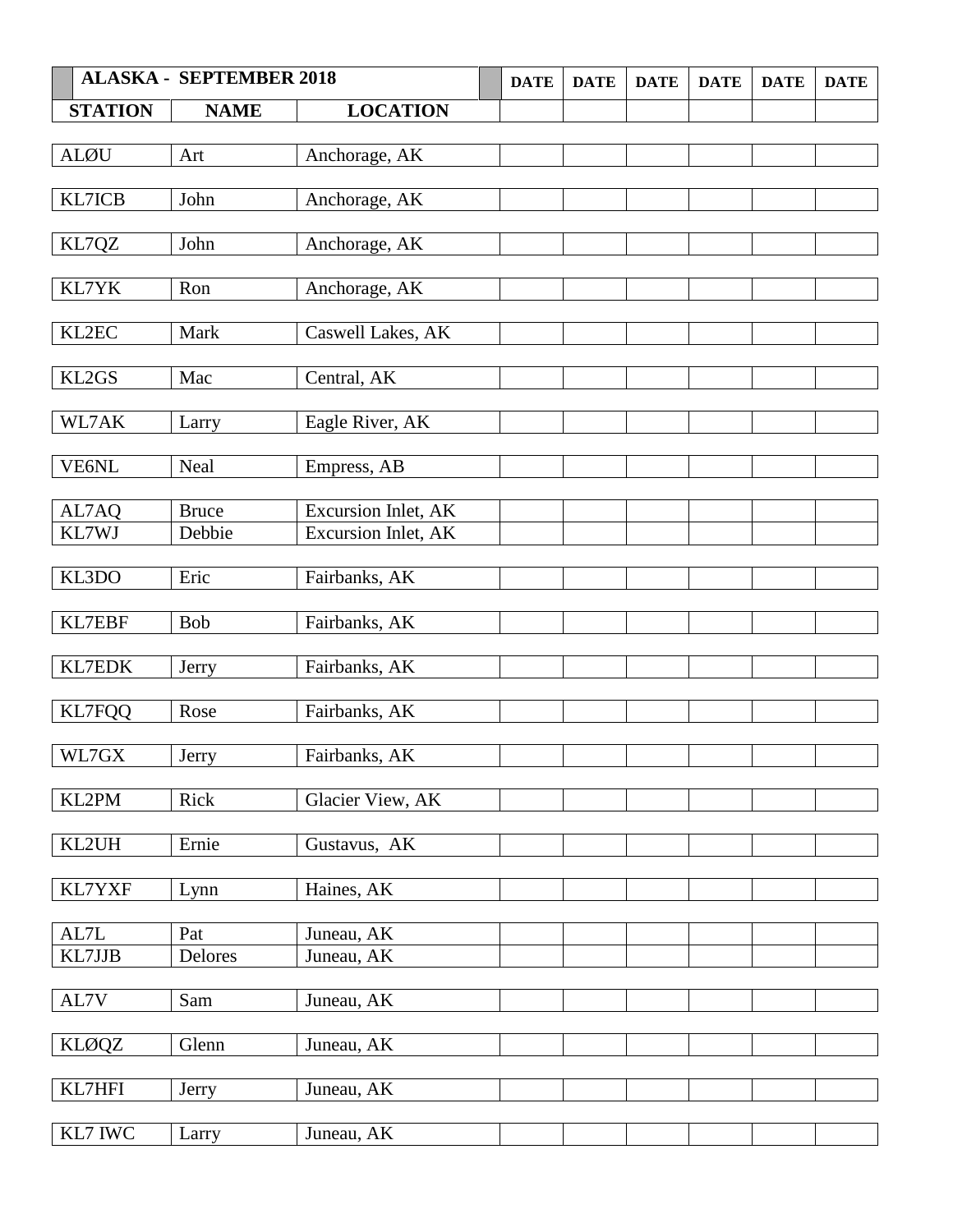| ALASKA - SEPTEMBER 2018 | | | DATE | DATE | DATE | DATE | DATE | DATE |
|---|---|---|---|---|---|---|---|---|
| STATION | NAME | LOCATION | | | | | | |
| ALØU | Art | Anchorage, AK | | | | | | |
| KL7ICB | John | Anchorage, AK | | | | | | |
| KL7QZ | John | Anchorage, AK | | | | | | |
| KL7YK | Ron | Anchorage, AK | | | | | | |
| KL2EC | Mark | Caswell Lakes, AK | | | | | | |
| KL2GS | Mac | Central, AK | | | | | | |
| WL7AK | Larry | Eagle River, AK | | | | | | |
| VE6NL | Neal | Empress, AB | | | | | | |
| AL7AQ | Bruce | Excursion Inlet, AK | | | | | | |
| KL7WJ | Debbie | Excursion Inlet, AK | | | | | | |
| KL3DO | Eric | Fairbanks, AK | | | | | | |
| KL7EBF | Bob | Fairbanks, AK | | | | | | |
| KL7EDK | Jerry | Fairbanks, AK | | | | | | |
| KL7FQQ | Rose | Fairbanks, AK | | | | | | |
| WL7GX | Jerry | Fairbanks, AK | | | | | | |
| KL2PM | Rick | Glacier View, AK | | | | | | |
| KL2UH | Ernie | Gustavus, AK | | | | | | |
| KL7YXF | Lynn | Haines, AK | | | | | | |
| AL7L | Pat | Juneau, AK | | | | | | |
| KL7JJB | Delores | Juneau, AK | | | | | | |
| AL7V | Sam | Juneau, AK | | | | | | |
| KLØQZ | Glenn | Juneau, AK | | | | | | |
| KL7HFI | Jerry | Juneau, AK | | | | | | |
| KL7 IWC | Larry | Juneau, AK | | | | | | |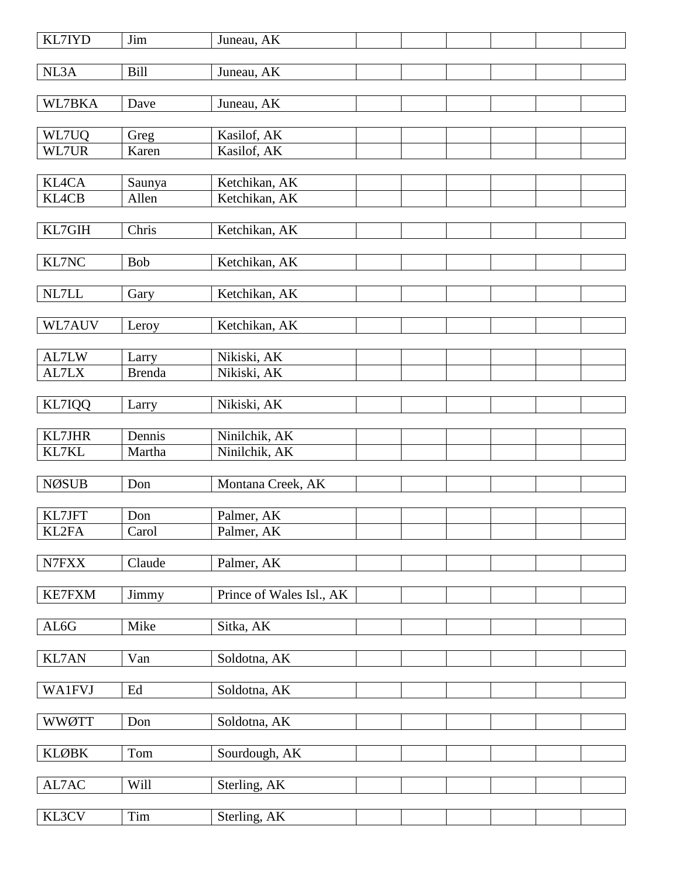| KL7IYD | Jim | Juneau, AK | | | | | | |
|---|---|---|---|---|---|---|---|---|
| NL3A | Bill | Juneau, AK | | | | | | |
| WL7BKA | Dave | Juneau, AK | | | | | | |
| WL7UQ | Greg | Kasilof, AK | | | | | | |
| WL7UR | Karen | Kasilof, AK | | | | | | |
| KL4CA | Saunya | Ketchikan, AK | | | | | | |
| KL4CB | Allen | Ketchikan, AK | | | | | | |
| KL7GIH | Chris | Ketchikan, AK | | | | | | |
| KL7NC | Bob | Ketchikan, AK | | | | | | |
| NL7LL | Gary | Ketchikan, AK | | | | | | |
| WL7AUV | Leroy | Ketchikan, AK | | | | | | |
| AL7LW | Larry | Nikiski, AK | | | | | | |
| AL7LX | Brenda | Nikiski, AK | | | | | | |
| KL7IQQ | Larry | Nikiski, AK | | | | | | |
| KL7JHR | Dennis | Ninilchik, AK | | | | | | |
| KL7KL | Martha | Ninilchik, AK | | | | | | |
| NØSUB | Don | Montana Creek, AK | | | | | | |
| KL7JFT | Don | Palmer, AK | | | | | | |
| KL2FA | Carol | Palmer, AK | | | | | | |
| N7FXX | Claude | Palmer, AK | | | | | | |
| KE7FXM | Jimmy | Prince of Wales Isl., AK | | | | | | |
| AL6G | Mike | Sitka, AK | | | | | | |
| KL7AN | Van | Soldotna, AK | | | | | | |
| WA1FVJ | Ed | Soldotna, AK | | | | | | |
| WWØTT | Don | Soldotna, AK | | | | | | |
| KLØBK | Tom | Sourdough, AK | | | | | | |
| AL7AC | Will | Sterling, AK | | | | | | |
| KL3CV | Tim | Sterling, AK | | | | | | |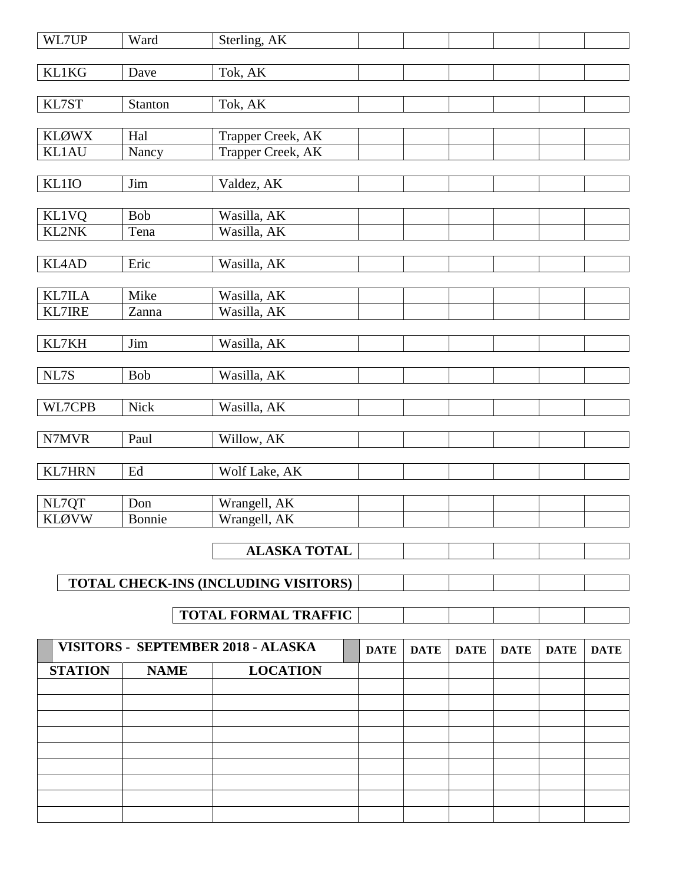| | | | | | | | | |
|---|---|---|---|---|---|---|---|---|
| WL7UP | Ward | Sterling, AK | | | | | | |
| | | | | | | | | |
| KL1KG | Dave | Tok, AK | | | | | | |
| | | | | | | | | |
| KL7ST | Stanton | Tok, AK | | | | | | |
| | | | | | | | | |
| KLØWX | Hal | Trapper Creek, AK | | | | | | |
| KL1AU | Nancy | Trapper Creek, AK | | | | | | |
| | | | | | | | | |
| KL1IO | Jim | Valdez, AK | | | | | | |
| | | | | | | | | |
| KL1VQ | Bob | Wasilla, AK | | | | | | |
| KL2NK | Tena | Wasilla, AK | | | | | | |
| | | | | | | | | |
| KL4AD | Eric | Wasilla, AK | | | | | | |
| | | | | | | | | |
| KL7ILA | Mike | Wasilla, AK | | | | | | |
| KL7IRE | Zanna | Wasilla, AK | | | | | | |
| | | | | | | | | |
| KL7KH | Jim | Wasilla, AK | | | | | | |
| | | | | | | | | |
| NL7S | Bob | Wasilla, AK | | | | | | |
| | | | | | | | | |
| WL7CPB | Nick | Wasilla, AK | | | | | | |
| | | | | | | | | |
| N7MVR | Paul | Willow, AK | | | | | | |
| | | | | | | | | |
| KL7HRN | Ed | Wolf Lake, AK | | | | | | |
| | | | | | | | | |
| NL7QT | Don | Wrangell, AK | | | | | | |
| KLØVW | Bonnie | Wrangell, AK | | | | | | |
| | | | | | | | | |
| | | **ALASKA TOTAL** | | | | | | |
| | | | | | | | | |
| | | **TOTAL CHECK-INS (INCLUDING VISITORS)** | | | | | | |
| | | | | | | | | |
| | | **TOTAL FORMAL TRAFFIC** | | | | | | |

| **VISITORS - SEPTEMBER 2018 - ALASKA** | | | **DATE** | **DATE** | **DATE** | **DATE** | **DATE** | **DATE** |
|---|---|---|---|---|---|---|---|---|
| **STATION** | **NAME** | **LOCATION** | | | | | | |
| | | | | | | | | |
| | | | | | | | | |
| | | | | | | | | |
| | | | | | | | | |
| | | | | | | | | |
| | | | | | | | | |
| | | | | | | | | |
| | | | | | | | | |
| | | | | | | | | |